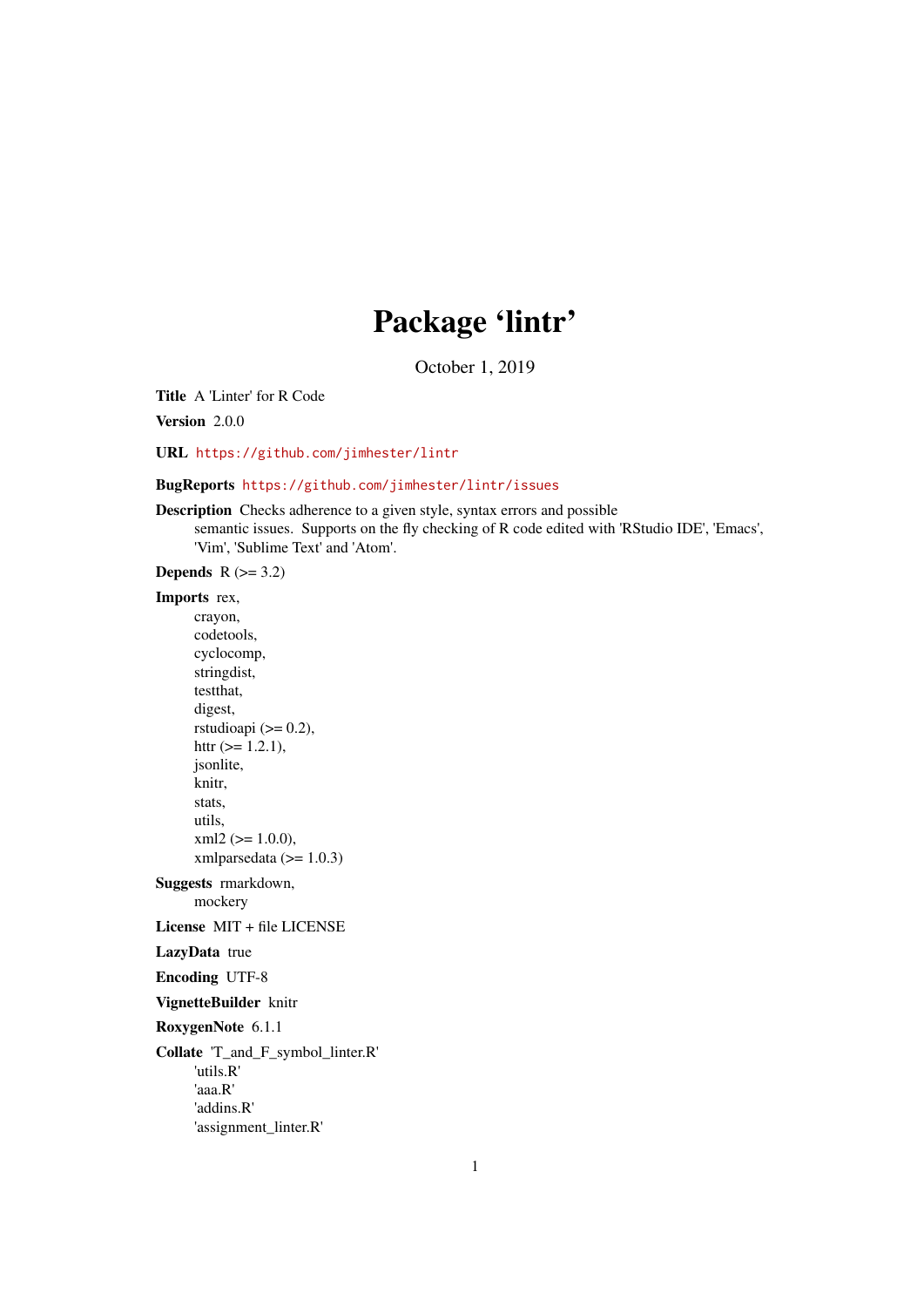# Package 'lintr'

October 1, 2019

**Title** A 'Linter' for R Code

**Version** 2.0.0

**URL** https://github.com/jimhester/lintr

**BugReports** https://github.com/jimhester/lintr/issues

**Description** Checks adherence to a given style, syntax errors and possible
semantic issues. Supports on the fly checking of R code edited with 'RStudio IDE', 'Emacs',
'Vim', 'Sublime Text' and 'Atom'.

**Depends** R (>= 3.2)

**Imports** rex,
crayon,
codetools,
cyclocomp,
stringdist,
testthat,
digest,
rstudioapi (>= 0.2),
httr (>= 1.2.1),
jsonlite,
knitr,
stats,
utils,
xml2 (>= 1.0.0),
xmlparsedata (>= 1.0.3)

**Suggests** rmarkdown,
mockery

**License** MIT + file LICENSE

**LazyData** true

**Encoding** UTF-8

**VignetteBuilder** knitr

**RoxygenNote** 6.1.1

**Collate** 'T_and_F_symbol_linter.R'
'utils.R'
'aaa.R'
'addins.R'
'assignment_linter.R'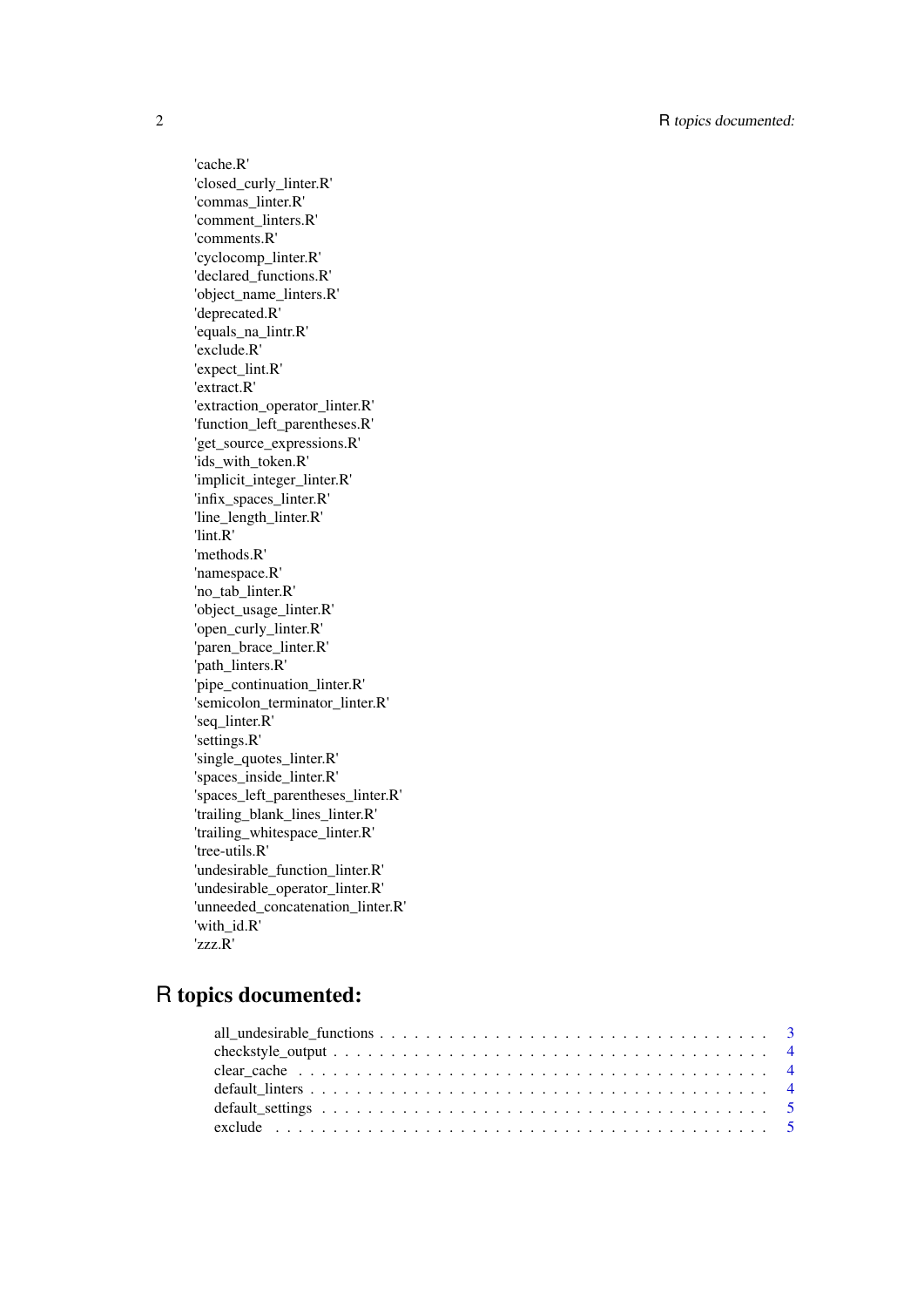'cache.R'
'closed_curly_linter.R'
'commas_linter.R'
'comment_linters.R'
'comments.R'
'cyclocomp_linter.R'
'declared_functions.R'
'object_name_linters.R'
'deprecated.R'
'equals_na_lintr.R'
'exclude.R'
'expect_lint.R'
'extract.R'
'extraction_operator_linter.R'
'function_left_parentheses.R'
'get_source_expressions.R'
'ids_with_token.R'
'implicit_integer_linter.R'
'infix_spaces_linter.R'
'line_length_linter.R'
'lint.R'
'methods.R'
'namespace.R'
'no_tab_linter.R'
'object_usage_linter.R'
'open_curly_linter.R'
'paren_brace_linter.R'
'path_linters.R'
'pipe_continuation_linter.R'
'semicolon_terminator_linter.R'
'seq_linter.R'
'settings.R'
'single_quotes_linter.R'
'spaces_inside_linter.R'
'spaces_left_parentheses_linter.R'
'trailing_blank_lines_linter.R'
'trailing_whitespace_linter.R'
'tree-utils.R'
'undesirable_function_linter.R'
'undesirable_operator_linter.R'
'unneeded_concatenation_linter.R'
'with_id.R'
'zzz.R'

# R topics documented:

all_undesirable_functions . . . . . . . . . . . . . . . . . . . . . . . . . . . . . . . . . . . 3
checkstyle_output . . . . . . . . . . . . . . . . . . . . . . . . . . . . . . . . . . . . . . . 4
clear_cache . . . . . . . . . . . . . . . . . . . . . . . . . . . . . . . . . . . . . . . . . . 4
default_linters . . . . . . . . . . . . . . . . . . . . . . . . . . . . . . . . . . . . . . . . 4
default_settings . . . . . . . . . . . . . . . . . . . . . . . . . . . . . . . . . . . . . . . 5
exclude . . . . . . . . . . . . . . . . . . . . . . . . . . . . . . . . . . . . . . . . . . . . 5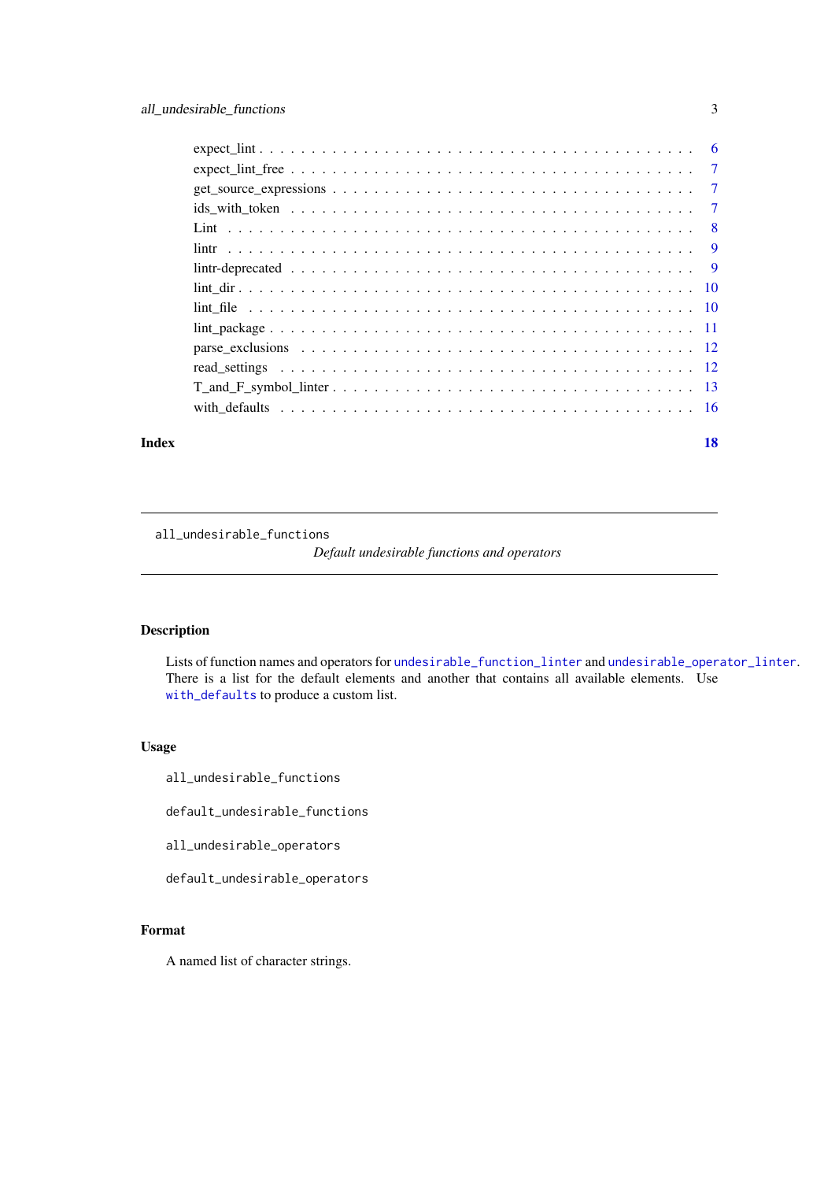expect_lint . . . . . . . . . . . . . . . . . . . . . . . . . . . . . . . . . . . . . . . . . . 6
expect_lint_free . . . . . . . . . . . . . . . . . . . . . . . . . . . . . . . . . . . . . . . 7
get_source_expressions . . . . . . . . . . . . . . . . . . . . . . . . . . . . . . . . . . . 7
ids_with_token . . . . . . . . . . . . . . . . . . . . . . . . . . . . . . . . . . . . . . . . 7
Lint . . . . . . . . . . . . . . . . . . . . . . . . . . . . . . . . . . . . . . . . . . . . . . 8
lintr . . . . . . . . . . . . . . . . . . . . . . . . . . . . . . . . . . . . . . . . . . . . . . 9
lintr-deprecated . . . . . . . . . . . . . . . . . . . . . . . . . . . . . . . . . . . . . . . 9
lint_dir . . . . . . . . . . . . . . . . . . . . . . . . . . . . . . . . . . . . . . . . . . . . 10
lint_file . . . . . . . . . . . . . . . . . . . . . . . . . . . . . . . . . . . . . . . . . . . 10
lint_package . . . . . . . . . . . . . . . . . . . . . . . . . . . . . . . . . . . . . . . . . 11
parse_exclusions . . . . . . . . . . . . . . . . . . . . . . . . . . . . . . . . . . . . . . 12
read_settings . . . . . . . . . . . . . . . . . . . . . . . . . . . . . . . . . . . . . . . . 12
T_and_F_symbol_linter . . . . . . . . . . . . . . . . . . . . . . . . . . . . . . . . . . . 13
with_defaults . . . . . . . . . . . . . . . . . . . . . . . . . . . . . . . . . . . . . . . . 16

**Index** **18**

---

`all_undesirable_functions` *Default undesirable functions and operators*

---

## Description

Lists of function names and operators for `undesirable_function_linter` and `undesirable_operator_linter`. There is a list for the default elements and another that contains all available elements. Use `with_defaults` to produce a custom list.

## Usage

```
all_undesirable_functions

default_undesirable_functions

all_undesirable_operators

default_undesirable_operators
```

## Format

A named list of character strings.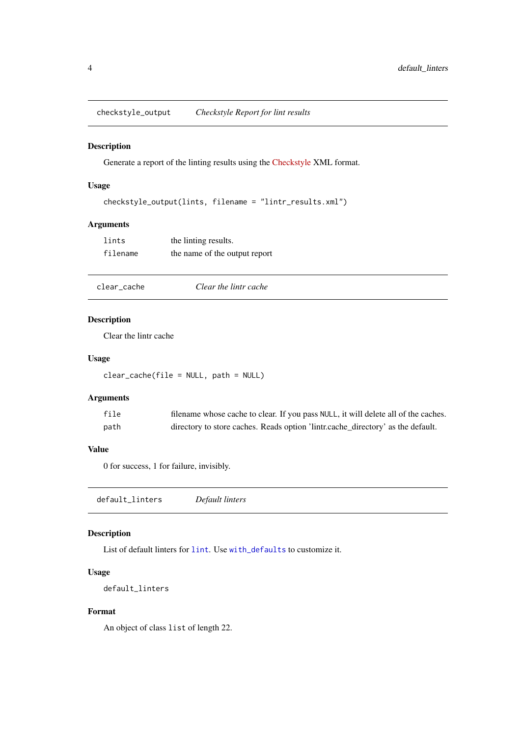## `checkstyle_output` *Checkstyle Report for lint results*

### Description

Generate a report of the linting results using the Checkstyle XML format.

### Usage

```
checkstyle_output(lints, filename = "lintr_results.xml")
```

### Arguments

| | |
|---|---|
| `lints` | the linting results. |
| `filename` | the name of the output report |

## `clear_cache` *Clear the lintr cache*

### Description

Clear the lintr cache

### Usage

```
clear_cache(file = NULL, path = NULL)
```

### Arguments

| | |
|---|---|
| `file` | filename whose cache to clear. If you pass `NULL`, it will delete all of the caches. |
| `path` | directory to store caches. Reads option 'lintr.cache_directory' as the default. |

### Value

0 for success, 1 for failure, invisibly.

## `default_linters` *Default linters*

### Description

List of default linters for `lint`. Use `with_defaults` to customize it.

### Usage

```
default_linters
```

### Format

An object of class `list` of length 22.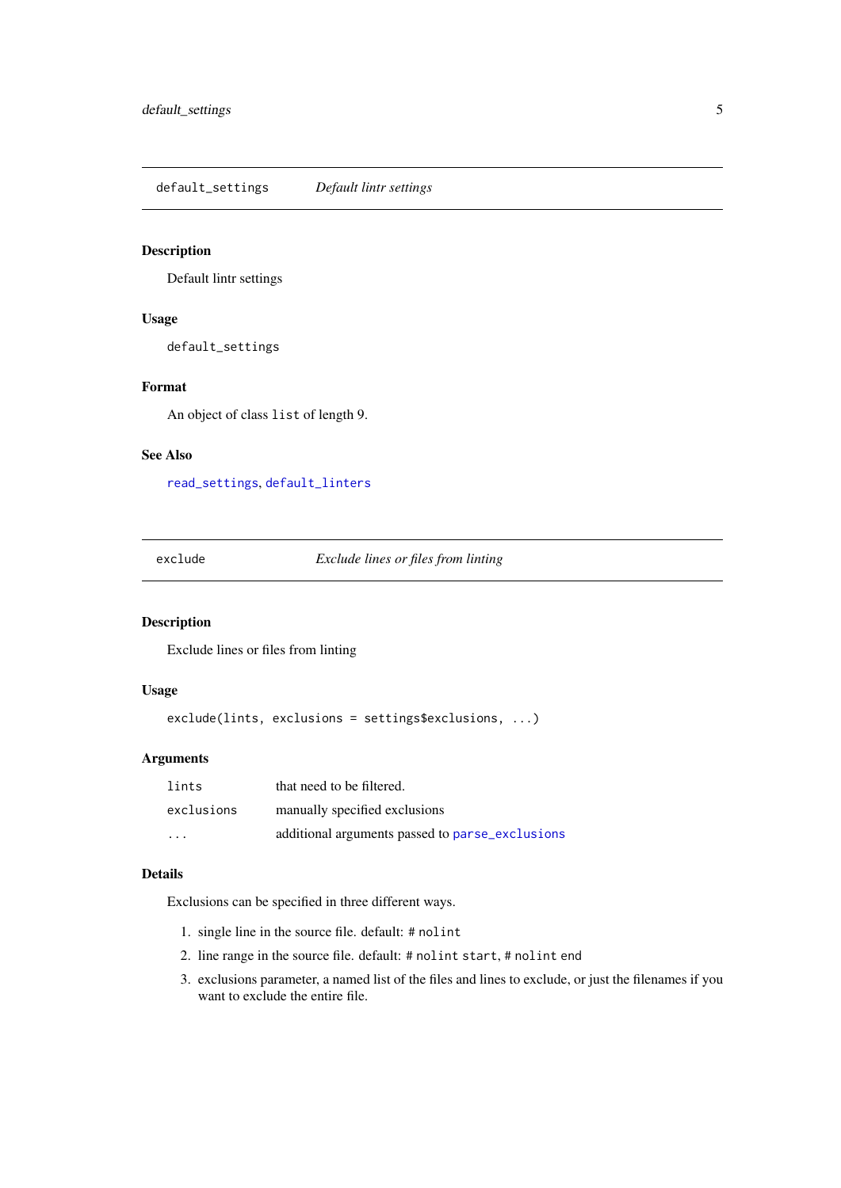## `default_settings` *Default lintr settings*

### Description

Default lintr settings

### Usage

```
default_settings
```

### Format

An object of class `list` of length 9.

### See Also

`read_settings`, `default_linters`

## `exclude` *Exclude lines or files from linting*

### Description

Exclude lines or files from linting

### Usage

```
exclude(lints, exclusions = settings$exclusions, ...)
```

### Arguments

| | |
|---|---|
| `lints` | that need to be filtered. |
| `exclusions` | manually specified exclusions |
| `...` | additional arguments passed to `parse_exclusions` |

### Details

Exclusions can be specified in three different ways.

1. single line in the source file. default: `# nolint`
2. line range in the source file. default: `# nolint start`, `# nolint end`
3. exclusions parameter, a named list of the files and lines to exclude, or just the filenames if you want to exclude the entire file.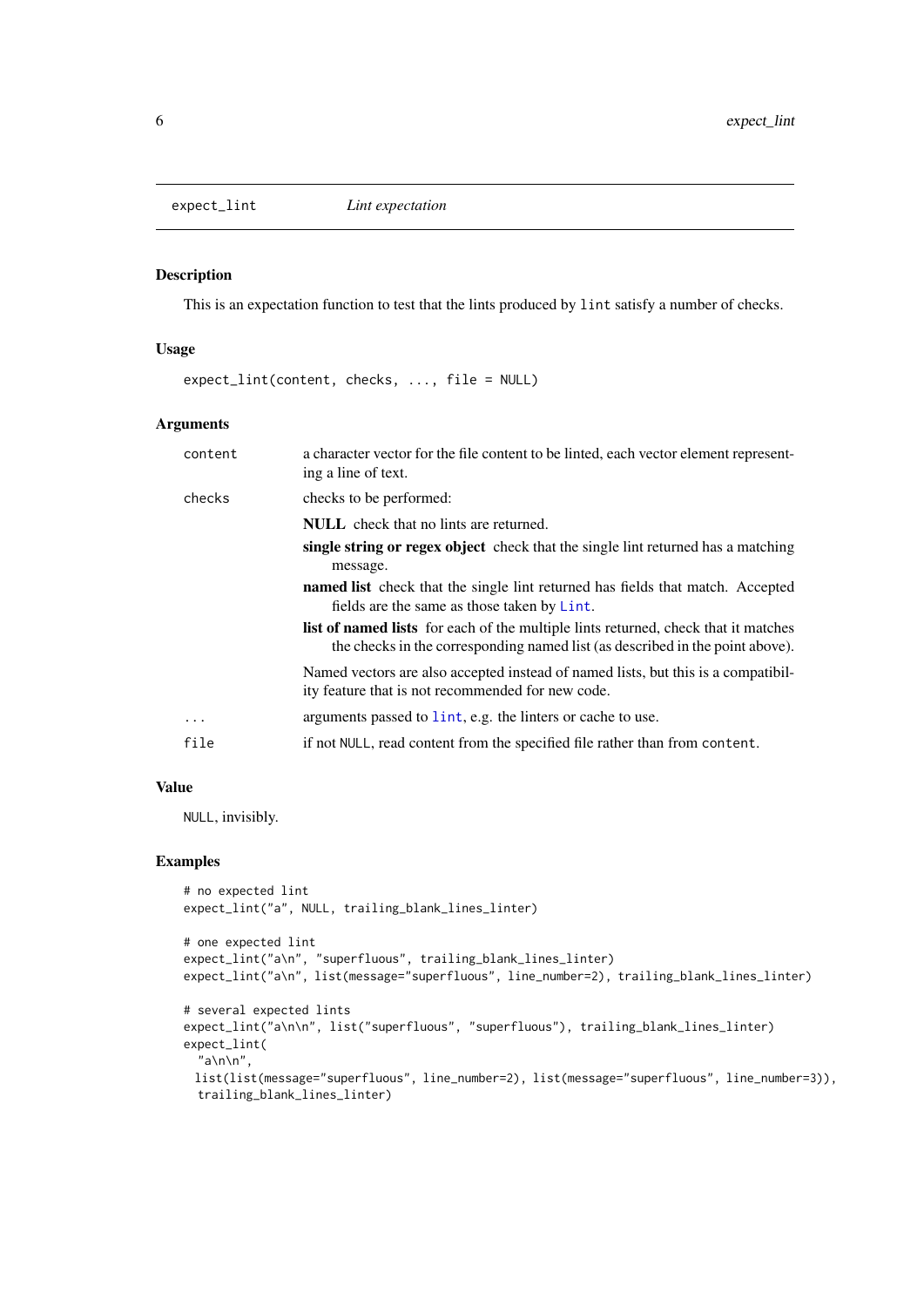## expect_lint — *Lint expectation*

### Description

This is an expectation function to test that the lints produced by `lint` satisfy a number of checks.

### Usage

```
expect_lint(content, checks, ..., file = NULL)
```

### Arguments

| | |
|---|---|
| `content` | a character vector for the file content to be linted, each vector element representing a line of text. |
| `checks` | checks to be performed:<br>**NULL** check that no lints are returned.<br>**single string or regex object** check that the single lint returned has a matching message.<br>**named list** check that the single lint returned has fields that match. Accepted fields are the same as those taken by `Lint`.<br>**list of named lists** for each of the multiple lints returned, check that it matches the checks in the corresponding named list (as described in the point above).<br>Named vectors are also accepted instead of named lists, but this is a compatibility feature that is not recommended for new code. |
| `...` | arguments passed to `lint`, e.g. the linters or cache to use. |
| `file` | if not `NULL`, read content from the specified file rather than from `content`. |

### Value

`NULL`, invisibly.

### Examples

```
# no expected lint
expect_lint("a", NULL, trailing_blank_lines_linter)

# one expected lint
expect_lint("a\n", "superfluous", trailing_blank_lines_linter)
expect_lint("a\n", list(message="superfluous", line_number=2), trailing_blank_lines_linter)

# several expected lints
expect_lint("a\n\n", list("superfluous", "superfluous"), trailing_blank_lines_linter)
expect_lint(
  "a\n\n",
  list(list(message="superfluous", line_number=2), list(message="superfluous", line_number=3)),
  trailing_blank_lines_linter)
```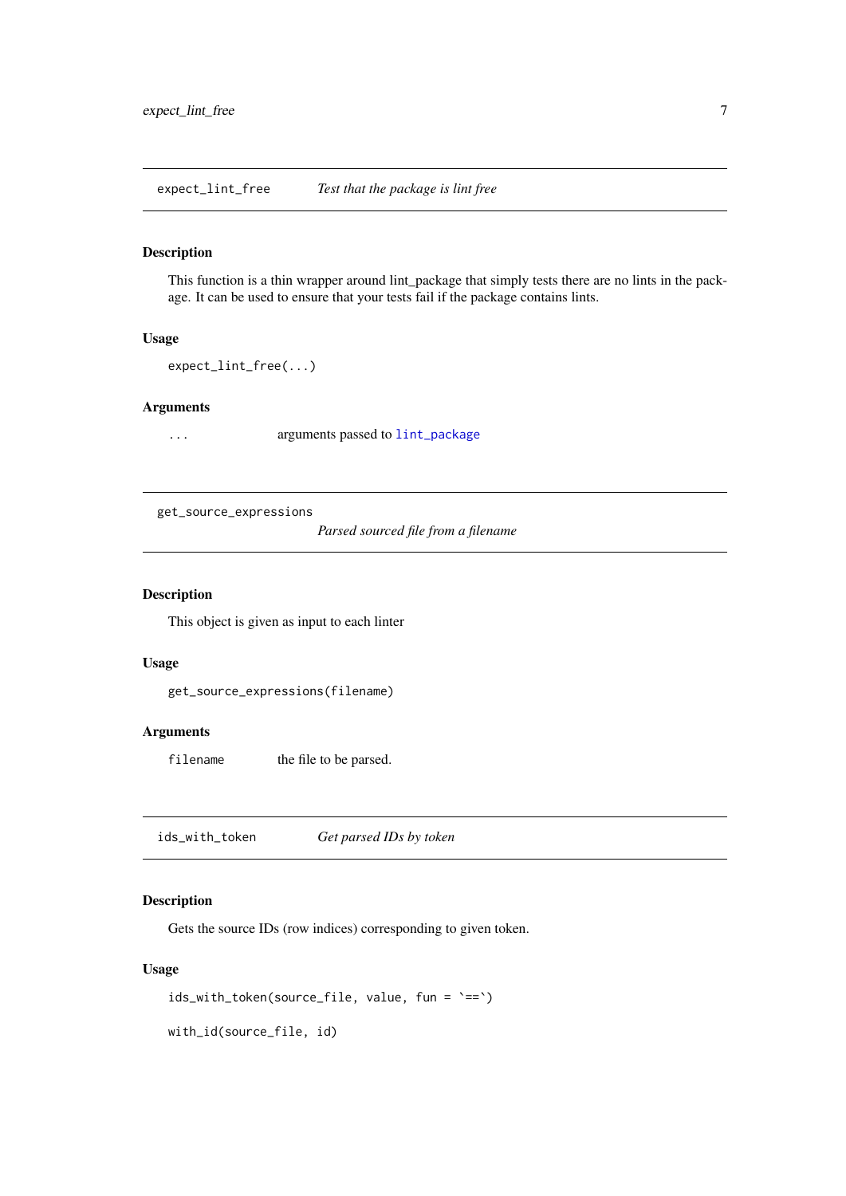## expect_lint_free — *Test that the package is lint free*

### Description

This function is a thin wrapper around lint_package that simply tests there are no lints in the package. It can be used to ensure that your tests fail if the package contains lints.

### Usage

```
expect_lint_free(...)
```

### Arguments

| | |
|---|---|
| `...` | arguments passed to `lint_package` |

## get_source_expressions — *Parsed sourced file from a filename*

### Description

This object is given as input to each linter

### Usage

```
get_source_expressions(filename)
```

### Arguments

| | |
|---|---|
| `filename` | the file to be parsed. |

## ids_with_token — *Get parsed IDs by token*

### Description

Gets the source IDs (row indices) corresponding to given token.

### Usage

```
ids_with_token(source_file, value, fun = `==`)

with_id(source_file, id)
```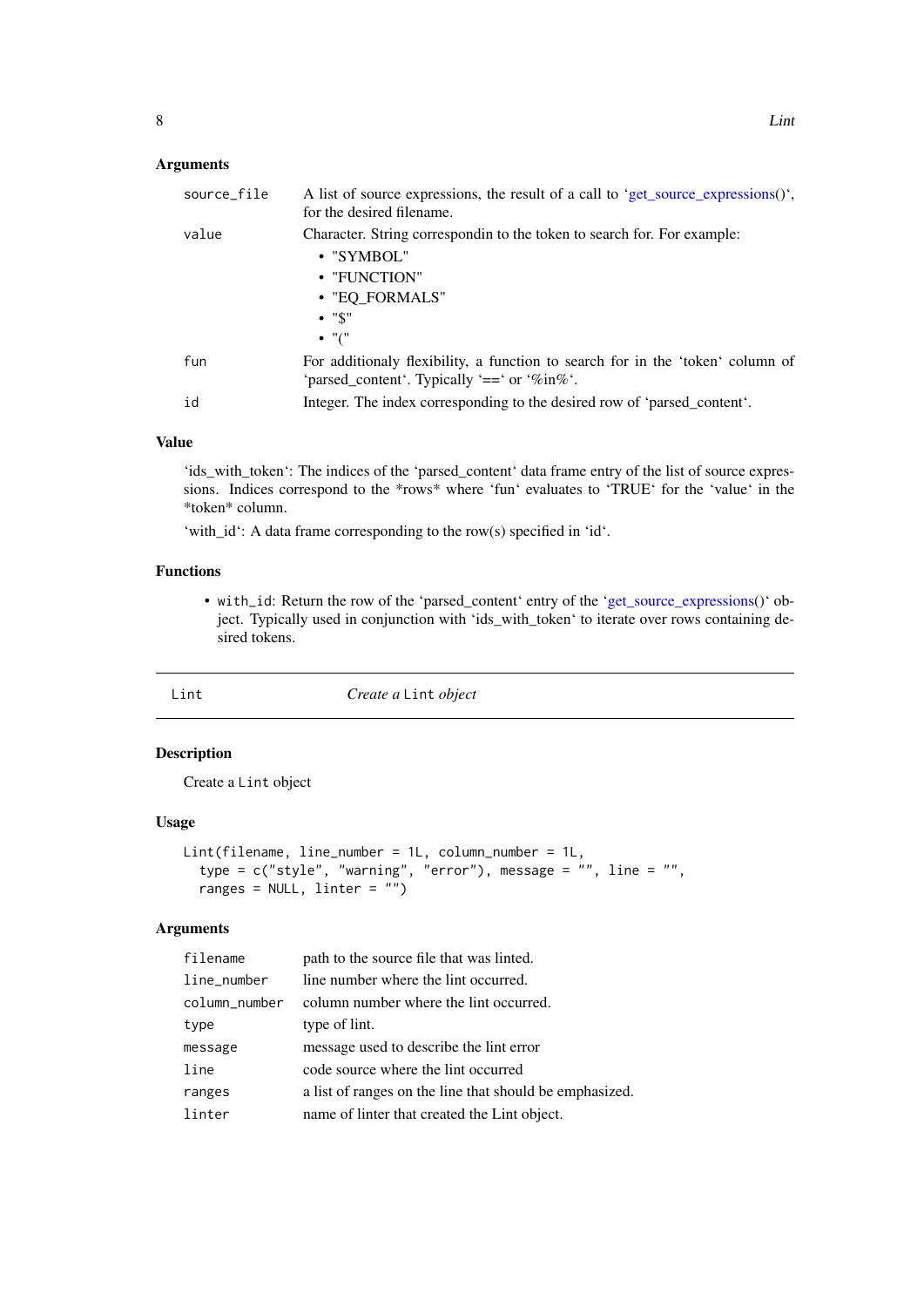### Arguments

| | |
|---|---|
| `source_file` | A list of source expressions, the result of a call to 'get_source_expressions()', for the desired filename. |
| `value` | Character. String correspondin to the token to search for. For example: <br>• "SYMBOL" <br>• "FUNCTION" <br>• "EQ_FORMALS" <br>• "$" <br>• "(" |
| `fun` | For additionaly flexibility, a function to search for in the 'token' column of 'parsed_content'. Typically '==' or '%in%'. |
| `id` | Integer. The index corresponding to the desired row of 'parsed_content'. |

### Value

'ids_with_token': The indices of the 'parsed_content' data frame entry of the list of source expressions. Indices correspond to the *rows* where 'fun' evaluates to 'TRUE' for the 'value' in the *token* column.

'with_id': A data frame corresponding to the row(s) specified in 'id'.

### Functions

- `with_id`: Return the row of the 'parsed_content' entry of the 'get_source_expressions()' object. Typically used in conjunction with 'ids_with_token' to iterate over rows containing desired tokens.

---

## Lint — *Create a Lint object*

### Description

Create a `Lint` object

### Usage

```
Lint(filename, line_number = 1L, column_number = 1L,
  type = c("style", "warning", "error"), message = "", line = "",
  ranges = NULL, linter = "")
```

### Arguments

| | |
|---|---|
| `filename` | path to the source file that was linted. |
| `line_number` | line number where the lint occurred. |
| `column_number` | column number where the lint occurred. |
| `type` | type of lint. |
| `message` | message used to describe the lint error |
| `line` | code source where the lint occurred |
| `ranges` | a list of ranges on the line that should be emphasized. |
| `linter` | name of linter that created the Lint object. |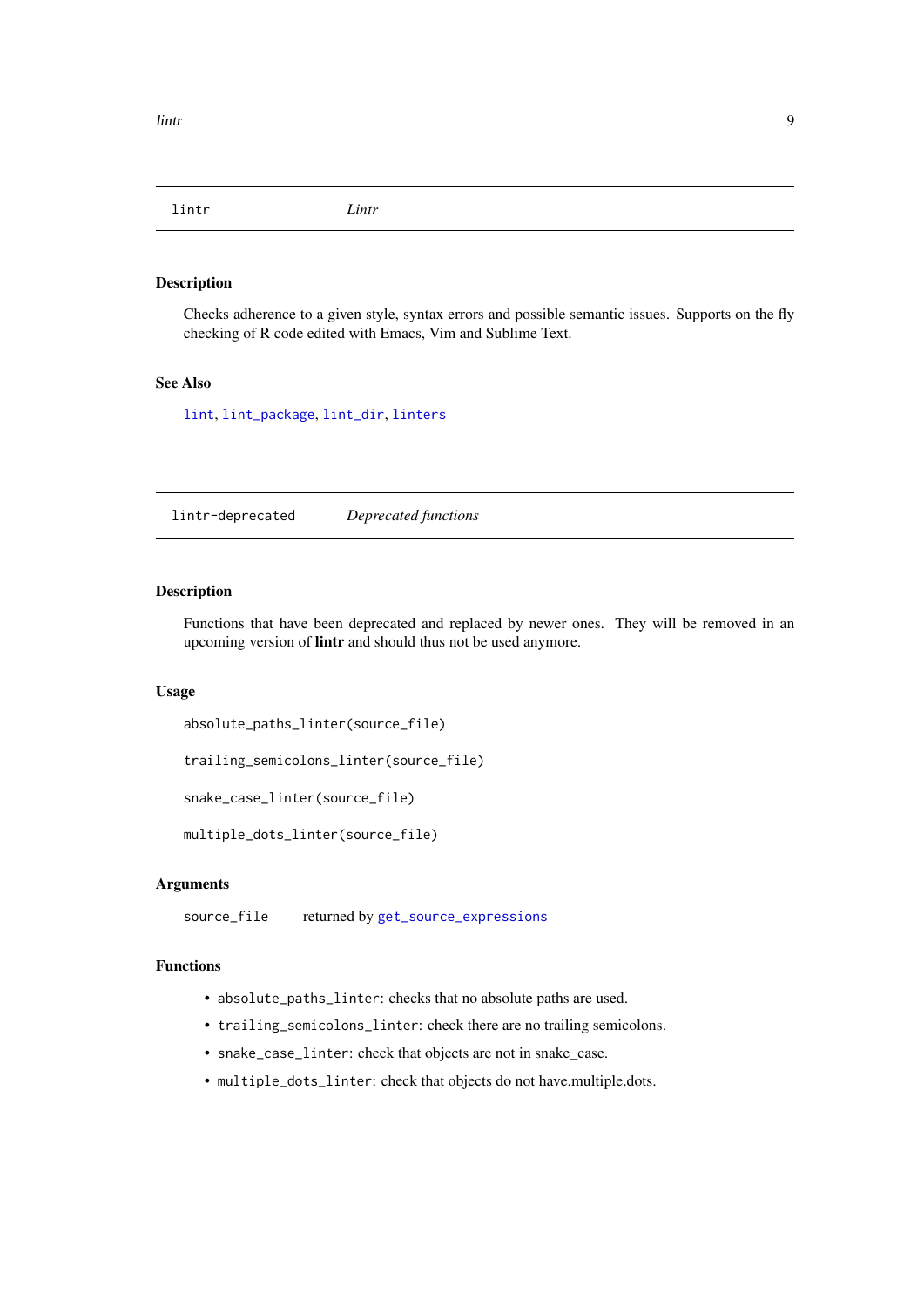## lintr — *Lintr*

### Description

Checks adherence to a given style, syntax errors and possible semantic issues. Supports on the fly checking of R code edited with Emacs, Vim and Sublime Text.

### See Also

lint, lint_package, lint_dir, linters

## lintr-deprecated — *Deprecated functions*

### Description

Functions that have been deprecated and replaced by newer ones. They will be removed in an upcoming version of **lintr** and should thus not be used anymore.

### Usage

```
absolute_paths_linter(source_file)

trailing_semicolons_linter(source_file)

snake_case_linter(source_file)

multiple_dots_linter(source_file)
```

### Arguments

| | |
|---|---|
| source_file | returned by get_source_expressions |

### Functions

- `absolute_paths_linter`: checks that no absolute paths are used.
- `trailing_semicolons_linter`: check there are no trailing semicolons.
- `snake_case_linter`: check that objects are not in snake_case.
- `multiple_dots_linter`: check that objects do not have.multiple.dots.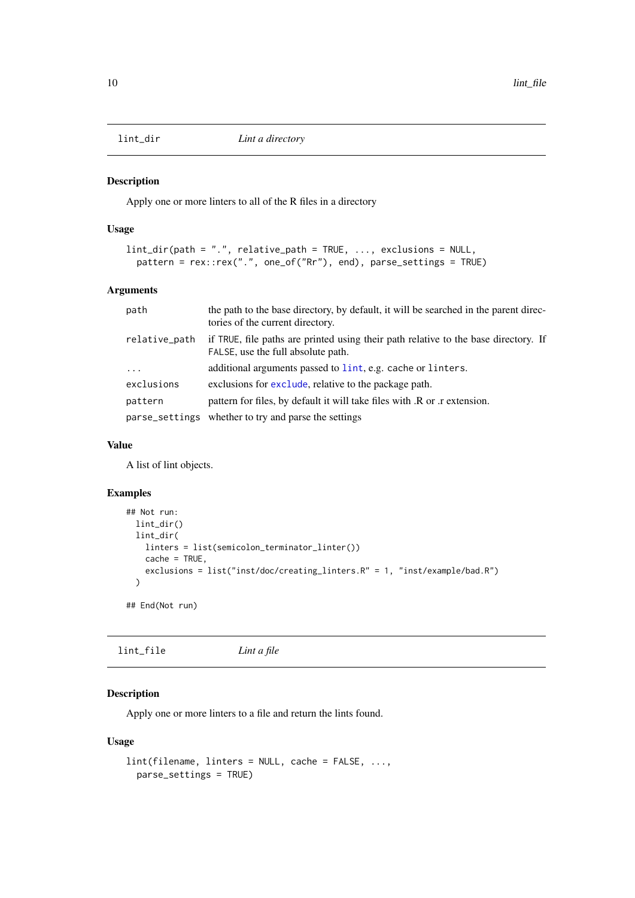## lint_dir — *Lint a directory*

### Description

Apply one or more linters to all of the R files in a directory

### Usage

```
lint_dir(path = ".", relative_path = TRUE, ..., exclusions = NULL,
  pattern = rex::rex(".", one_of("Rr"), end), parse_settings = TRUE)
```

### Arguments

| | |
|---|---|
| `path` | the path to the base directory, by default, it will be searched in the parent directories of the current directory. |
| `relative_path` | if `TRUE`, file paths are printed using their path relative to the base directory. If `FALSE`, use the full absolute path. |
| `...` | additional arguments passed to `lint`, e.g. `cache` or `linters`. |
| `exclusions` | exclusions for `exclude`, relative to the package path. |
| `pattern` | pattern for files, by default it will take files with .R or .r extension. |
| `parse_settings` | whether to try and parse the settings |

### Value

A list of lint objects.

### Examples

```
## Not run:
  lint_dir()
  lint_dir(
    linters = list(semicolon_terminator_linter())
    cache = TRUE,
    exclusions = list("inst/doc/creating_linters.R" = 1, "inst/example/bad.R")
  )

## End(Not run)
```

## lint_file — *Lint a file*

### Description

Apply one or more linters to a file and return the lints found.

### Usage

```
lint(filename, linters = NULL, cache = FALSE, ...,
  parse_settings = TRUE)
```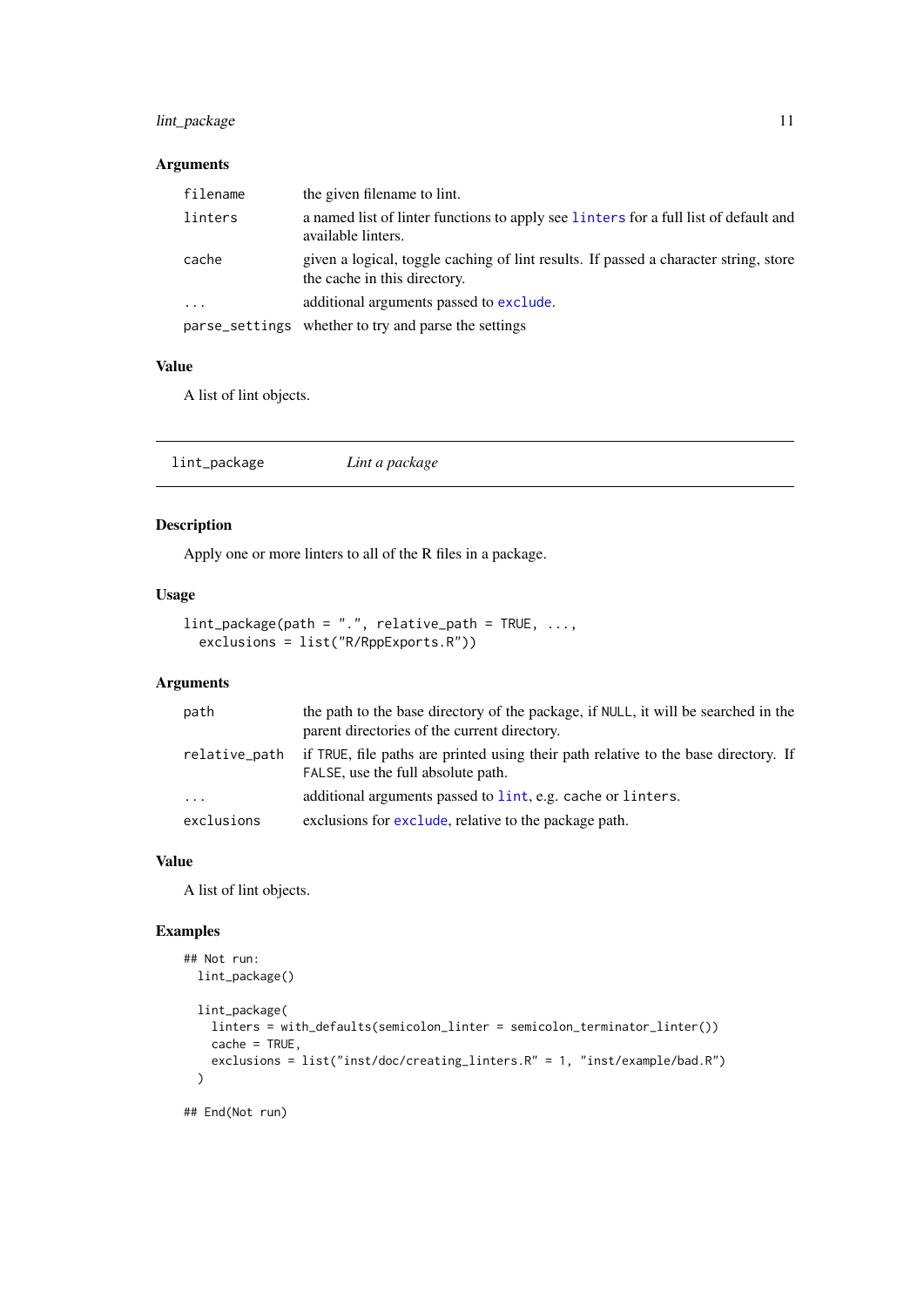### Arguments

| | |
|---|---|
| `filename` | the given filename to lint. |
| `linters` | a named list of linter functions to apply see `linters` for a full list of default and available linters. |
| `cache` | given a logical, toggle caching of lint results. If passed a character string, store the cache in this directory. |
| `...` | additional arguments passed to `exclude`. |
| `parse_settings` | whether to try and parse the settings |

### Value

A list of lint objects.

---

## `lint_package` *Lint a package*

---

### Description

Apply one or more linters to all of the R files in a package.

### Usage

```
lint_package(path = ".", relative_path = TRUE, ...,
  exclusions = list("R/RppExports.R"))
```

### Arguments

| | |
|---|---|
| `path` | the path to the base directory of the package, if `NULL`, it will be searched in the parent directories of the current directory. |
| `relative_path` | if `TRUE`, file paths are printed using their path relative to the base directory. If `FALSE`, use the full absolute path. |
| `...` | additional arguments passed to `lint`, e.g. `cache` or `linters`. |
| `exclusions` | exclusions for `exclude`, relative to the package path. |

### Value

A list of lint objects.

### Examples

```
## Not run:
  lint_package()

  lint_package(
    linters = with_defaults(semicolon_linter = semicolon_terminator_linter())
    cache = TRUE,
    exclusions = list("inst/doc/creating_linters.R" = 1, "inst/example/bad.R")
  )

## End(Not run)
```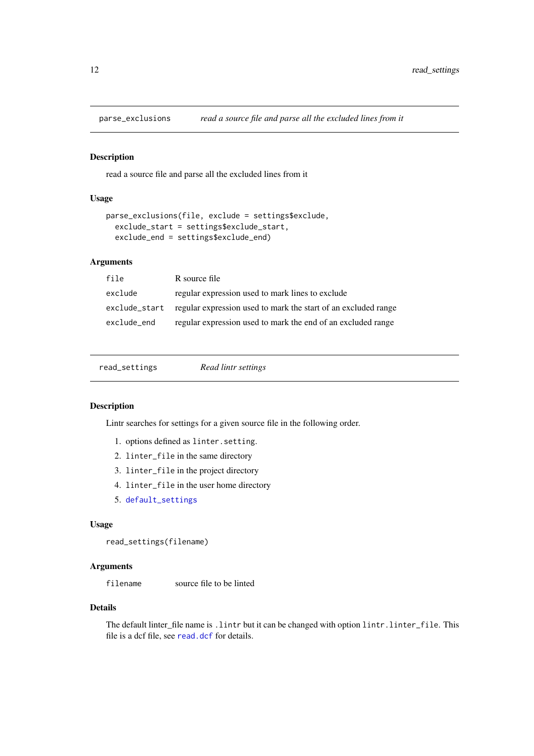## parse_exclusions — *read a source file and parse all the excluded lines from it*

### Description

read a source file and parse all the excluded lines from it

### Usage

```
parse_exclusions(file, exclude = settings$exclude,
  exclude_start = settings$exclude_start,
  exclude_end = settings$exclude_end)
```

### Arguments

| | |
|---|---|
| `file` | R source file |
| `exclude` | regular expression used to mark lines to exclude |
| `exclude_start` | regular expression used to mark the start of an excluded range |
| `exclude_end` | regular expression used to mark the end of an excluded range |

## read_settings — *Read lintr settings*

### Description

Lintr searches for settings for a given source file in the following order.

1. options defined as `linter.setting`.
2. `linter_file` in the same directory
3. `linter_file` in the project directory
4. `linter_file` in the user home directory
5. `default_settings`

### Usage

```
read_settings(filename)
```

### Arguments

| | |
|---|---|
| `filename` | source file to be linted |

### Details

The default linter_file name is `.lintr` but it can be changed with option `lintr.linter_file`. This file is a dcf file, see `read.dcf` for details.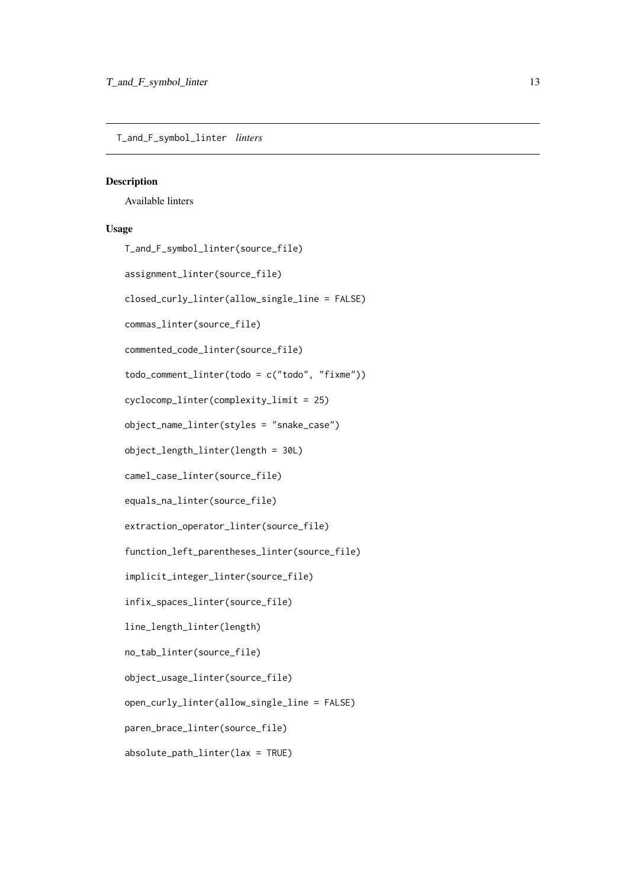## T_and_F_symbol_linter *linters*

### Description

Available linters

### Usage

```
T_and_F_symbol_linter(source_file)

assignment_linter(source_file)

closed_curly_linter(allow_single_line = FALSE)

commas_linter(source_file)

commented_code_linter(source_file)

todo_comment_linter(todo = c("todo", "fixme"))

cyclocomp_linter(complexity_limit = 25)

object_name_linter(styles = "snake_case")

object_length_linter(length = 30L)

camel_case_linter(source_file)

equals_na_linter(source_file)

extraction_operator_linter(source_file)

function_left_parentheses_linter(source_file)

implicit_integer_linter(source_file)

infix_spaces_linter(source_file)

line_length_linter(length)

no_tab_linter(source_file)

object_usage_linter(source_file)

open_curly_linter(allow_single_line = FALSE)

paren_brace_linter(source_file)

absolute_path_linter(lax = TRUE)
```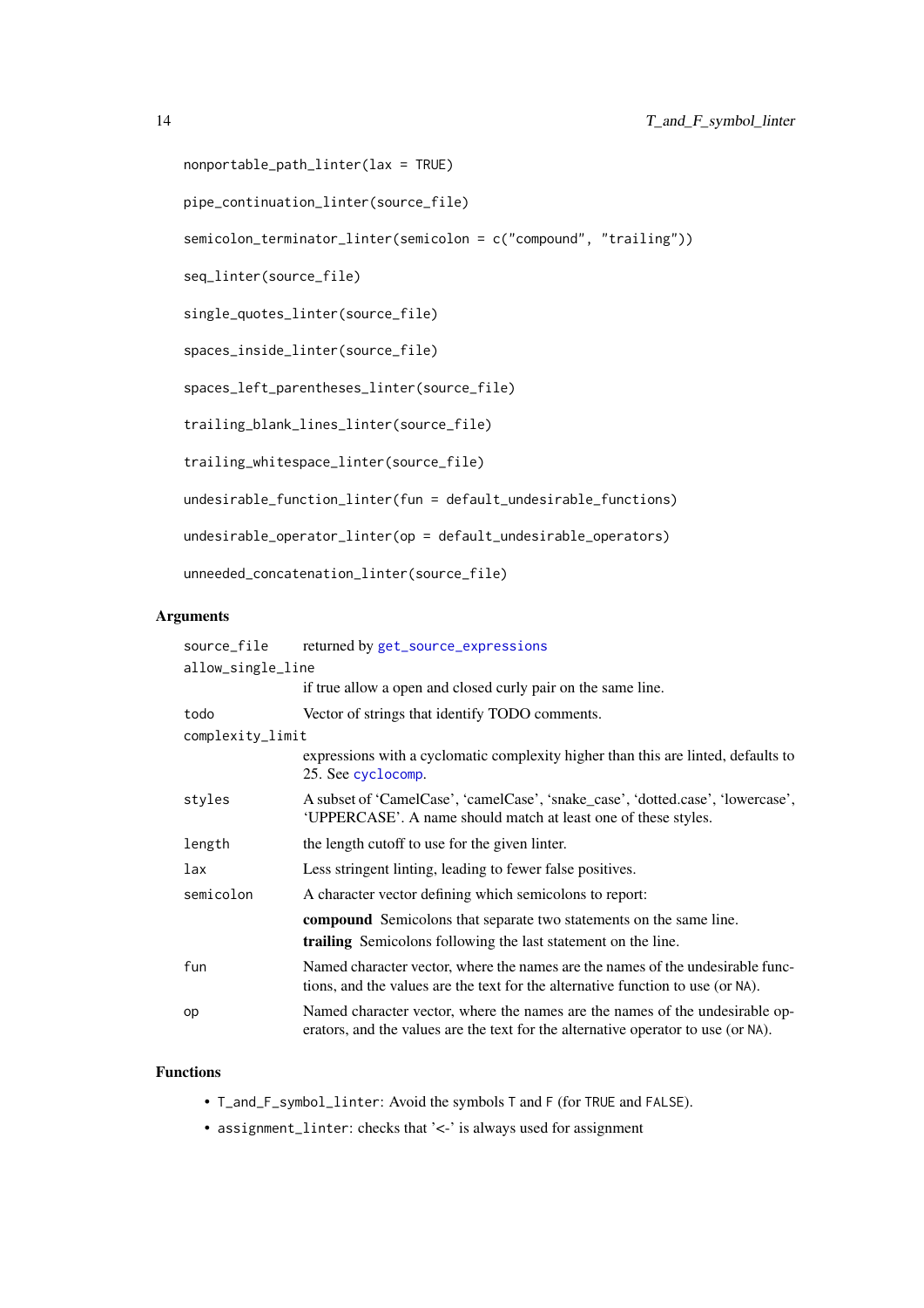```
nonportable_path_linter(lax = TRUE)

pipe_continuation_linter(source_file)

semicolon_terminator_linter(semicolon = c("compound", "trailing"))

seq_linter(source_file)

single_quotes_linter(source_file)

spaces_inside_linter(source_file)

spaces_left_parentheses_linter(source_file)

trailing_blank_lines_linter(source_file)

trailing_whitespace_linter(source_file)

undesirable_function_linter(fun = default_undesirable_functions)

undesirable_operator_linter(op = default_undesirable_operators)

unneeded_concatenation_linter(source_file)
```

## Arguments

| | |
|---|---|
| `source_file` | returned by `get_source_expressions` |
| `allow_single_line` | if true allow a open and closed curly pair on the same line. |
| `todo` | Vector of strings that identify TODO comments. |
| `complexity_limit` | expressions with a cyclomatic complexity higher than this are linted, defaults to 25. See `cyclocomp`. |
| `styles` | A subset of 'CamelCase', 'camelCase', 'snake_case', 'dotted.case', 'lowercase', 'UPPERCASE'. A name should match at least one of these styles. |
| `length` | the length cutoff to use for the given linter. |
| `lax` | Less stringent linting, leading to fewer false positives. |
| `semicolon` | A character vector defining which semicolons to report: **compound** Semicolons that separate two statements on the same line. **trailing** Semicolons following the last statement on the line. |
| `fun` | Named character vector, where the names are the names of the undesirable functions, and the values are the text for the alternative function to use (or `NA`). |
| `op` | Named character vector, where the names are the names of the undesirable operators, and the values are the text for the alternative operator to use (or `NA`). |

## Functions

- `T_and_F_symbol_linter`: Avoid the symbols `T` and `F` (for `TRUE` and `FALSE`).
- `assignment_linter`: checks that '<-' is always used for assignment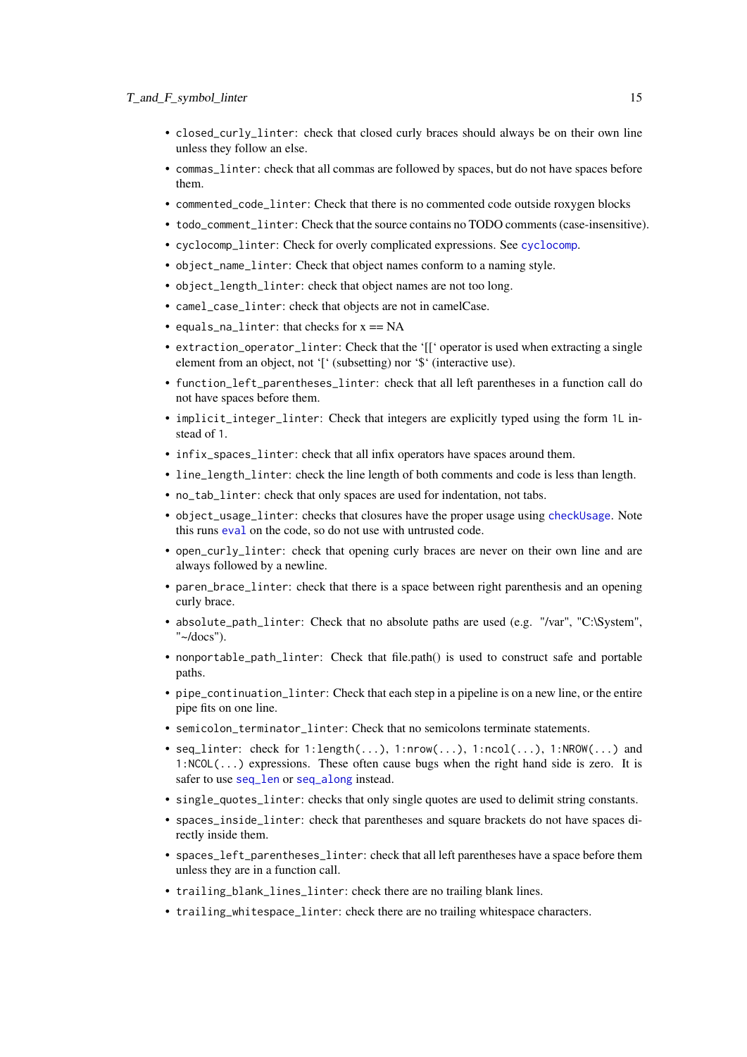- `closed_curly_linter`: check that closed curly braces should always be on their own line unless they follow an else.
- `commas_linter`: check that all commas are followed by spaces, but do not have spaces before them.
- `commented_code_linter`: Check that there is no commented code outside roxygen blocks
- `todo_comment_linter`: Check that the source contains no TODO comments (case-insensitive).
- `cyclocomp_linter`: Check for overly complicated expressions. See `cyclocomp`.
- `object_name_linter`: Check that object names conform to a naming style.
- `object_length_linter`: check that object names are not too long.
- `camel_case_linter`: check that objects are not in camelCase.
- `equals_na_linter`: that checks for x == NA
- `extraction_operator_linter`: Check that the '[[' operator is used when extracting a single element from an object, not '[' (subsetting) nor '$' (interactive use).
- `function_left_parentheses_linter`: check that all left parentheses in a function call do not have spaces before them.
- `implicit_integer_linter`: Check that integers are explicitly typed using the form `1L` instead of `1`.
- `infix_spaces_linter`: check that all infix operators have spaces around them.
- `line_length_linter`: check the line length of both comments and code is less than length.
- `no_tab_linter`: check that only spaces are used for indentation, not tabs.
- `object_usage_linter`: checks that closures have the proper usage using `checkUsage`. Note this runs `eval` on the code, so do not use with untrusted code.
- `open_curly_linter`: check that opening curly braces are never on their own line and are always followed by a newline.
- `paren_brace_linter`: check that there is a space between right parenthesis and an opening curly brace.
- `absolute_path_linter`: Check that no absolute paths are used (e.g. "/var", "C:\System", "~/docs").
- `nonportable_path_linter`: Check that file.path() is used to construct safe and portable paths.
- `pipe_continuation_linter`: Check that each step in a pipeline is on a new line, or the entire pipe fits on one line.
- `semicolon_terminator_linter`: Check that no semicolons terminate statements.
- `seq_linter`: check for `1:length(...)`, `1:nrow(...)`, `1:ncol(...)`, `1:NROW(...)` and `1:NCOL(...)` expressions. These often cause bugs when the right hand side is zero. It is safer to use `seq_len` or `seq_along` instead.
- `single_quotes_linter`: checks that only single quotes are used to delimit string constants.
- `spaces_inside_linter`: check that parentheses and square brackets do not have spaces directly inside them.
- `spaces_left_parentheses_linter`: check that all left parentheses have a space before them unless they are in a function call.
- `trailing_blank_lines_linter`: check there are no trailing blank lines.
- `trailing_whitespace_linter`: check there are no trailing whitespace characters.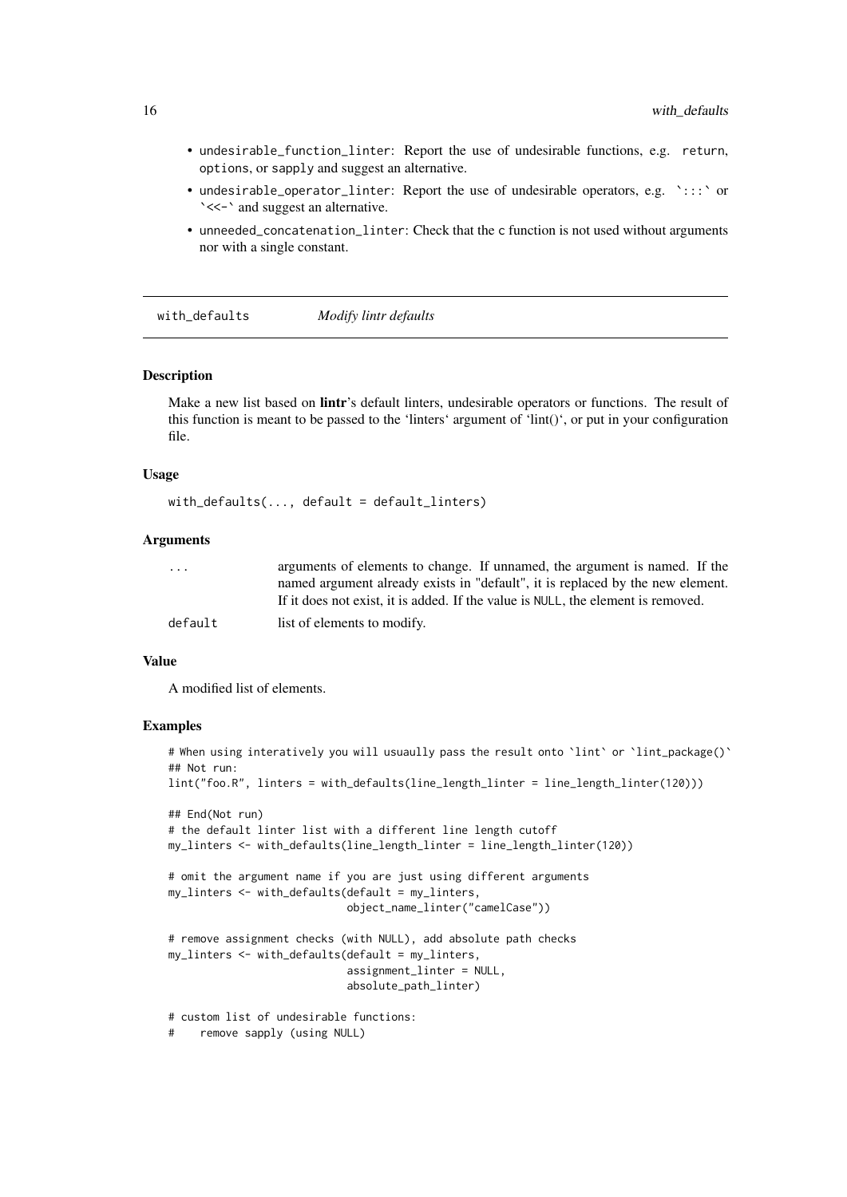- `undesirable_function_linter`: Report the use of undesirable functions, e.g. `return`, `options`, or `sapply` and suggest an alternative.
- `undesirable_operator_linter`: Report the use of undesirable operators, e.g. `:::` or `<<-` and suggest an alternative.
- `unneeded_concatenation_linter`: Check that the `c` function is not used without arguments nor with a single constant.

## with_defaults — *Modify lintr defaults*

### Description

Make a new list based on **lintr**'s default linters, undesirable operators or functions. The result of this function is meant to be passed to the 'linters' argument of 'lint()', or put in your configuration file.

### Usage

```
with_defaults(..., default = default_linters)
```

### Arguments

| | |
|---|---|
| `...` | arguments of elements to change. If unnamed, the argument is named. If the named argument already exists in "default", it is replaced by the new element. If it does not exist, it is added. If the value is `NULL`, the element is removed. |
| `default` | list of elements to modify. |

### Value

A modified list of elements.

### Examples

```
# When using interatively you will usuaully pass the result onto `lint` or `lint_package()`
## Not run:
lint("foo.R", linters = with_defaults(line_length_linter = line_length_linter(120)))

## End(Not run)
# the default linter list with a different line length cutoff
my_linters <- with_defaults(line_length_linter = line_length_linter(120))

# omit the argument name if you are just using different arguments
my_linters <- with_defaults(default = my_linters,
                            object_name_linter("camelCase"))

# remove assignment checks (with NULL), add absolute path checks
my_linters <- with_defaults(default = my_linters,
                            assignment_linter = NULL,
                            absolute_path_linter)

# custom list of undesirable functions:
#    remove sapply (using NULL)
```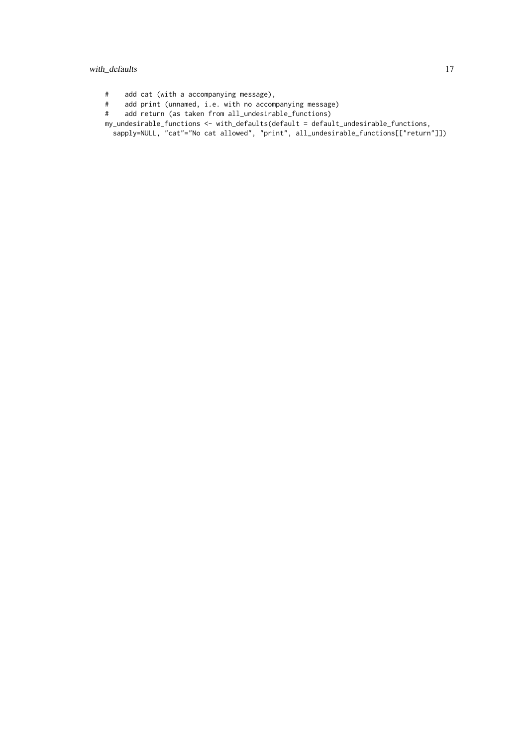```
#    add cat (with a accompanying message),
#    add print (unnamed, i.e. with no accompanying message)
#    add return (as taken from all_undesirable_functions)
my_undesirable_functions <- with_defaults(default = default_undesirable_functions,
  sapply=NULL, "cat"="No cat allowed", "print", all_undesirable_functions[["return"]])
```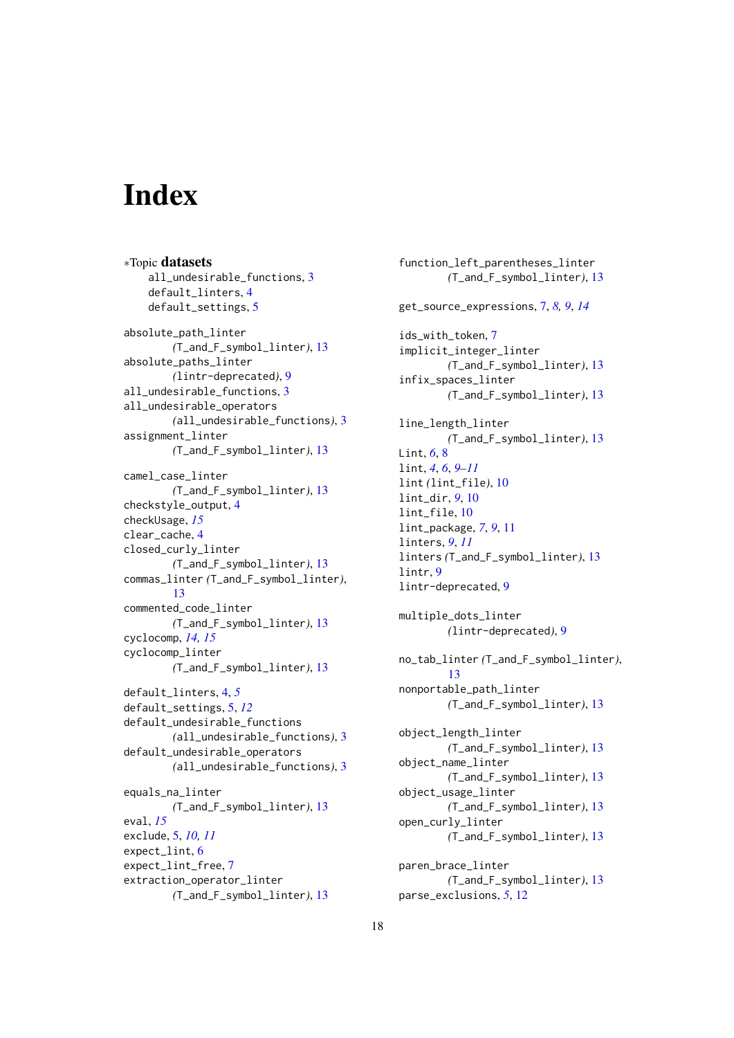# Index

∗Topic **datasets**

all_undesirable_functions, 3
default_linters, 4
default_settings, 5

absolute_path_linter (T_and_F_symbol_linter), 13
absolute_paths_linter (lintr-deprecated), 9
all_undesirable_functions, 3
all_undesirable_operators (all_undesirable_functions), 3
assignment_linter (T_and_F_symbol_linter), 13

camel_case_linter (T_and_F_symbol_linter), 13
checkstyle_output, 4
checkUsage, *15*
clear_cache, 4
closed_curly_linter (T_and_F_symbol_linter), 13
commas_linter (T_and_F_symbol_linter), 13
commented_code_linter (T_and_F_symbol_linter), 13
cyclocomp, *14, 15*
cyclocomp_linter (T_and_F_symbol_linter), 13

default_linters, 4, *5*
default_settings, 5, *12*
default_undesirable_functions (all_undesirable_functions), 3
default_undesirable_operators (all_undesirable_functions), 3

equals_na_linter (T_and_F_symbol_linter), 13
eval, *15*
exclude, 5, *10, 11*
expect_lint, 6
expect_lint_free, 7
extraction_operator_linter (T_and_F_symbol_linter), 13

function_left_parentheses_linter (T_and_F_symbol_linter), 13

get_source_expressions, 7, *8*, *9*, *14*

ids_with_token, 7
implicit_integer_linter (T_and_F_symbol_linter), 13
infix_spaces_linter (T_and_F_symbol_linter), 13

line_length_linter (T_and_F_symbol_linter), 13
Lint, *6*, 8
lint, *4*, *6*, *9–11*
lint (lint_file), 10
lint_dir, *9*, 10
lint_file, 10
lint_package, *7*, *9*, 11
linters, *9*, *11*
linters (T_and_F_symbol_linter), 13
lintr, 9
lintr-deprecated, 9

multiple_dots_linter (lintr-deprecated), 9

no_tab_linter (T_and_F_symbol_linter), 13
nonportable_path_linter (T_and_F_symbol_linter), 13

object_length_linter (T_and_F_symbol_linter), 13
object_name_linter (T_and_F_symbol_linter), 13
object_usage_linter (T_and_F_symbol_linter), 13
open_curly_linter (T_and_F_symbol_linter), 13

paren_brace_linter (T_and_F_symbol_linter), 13
parse_exclusions, *5*, 12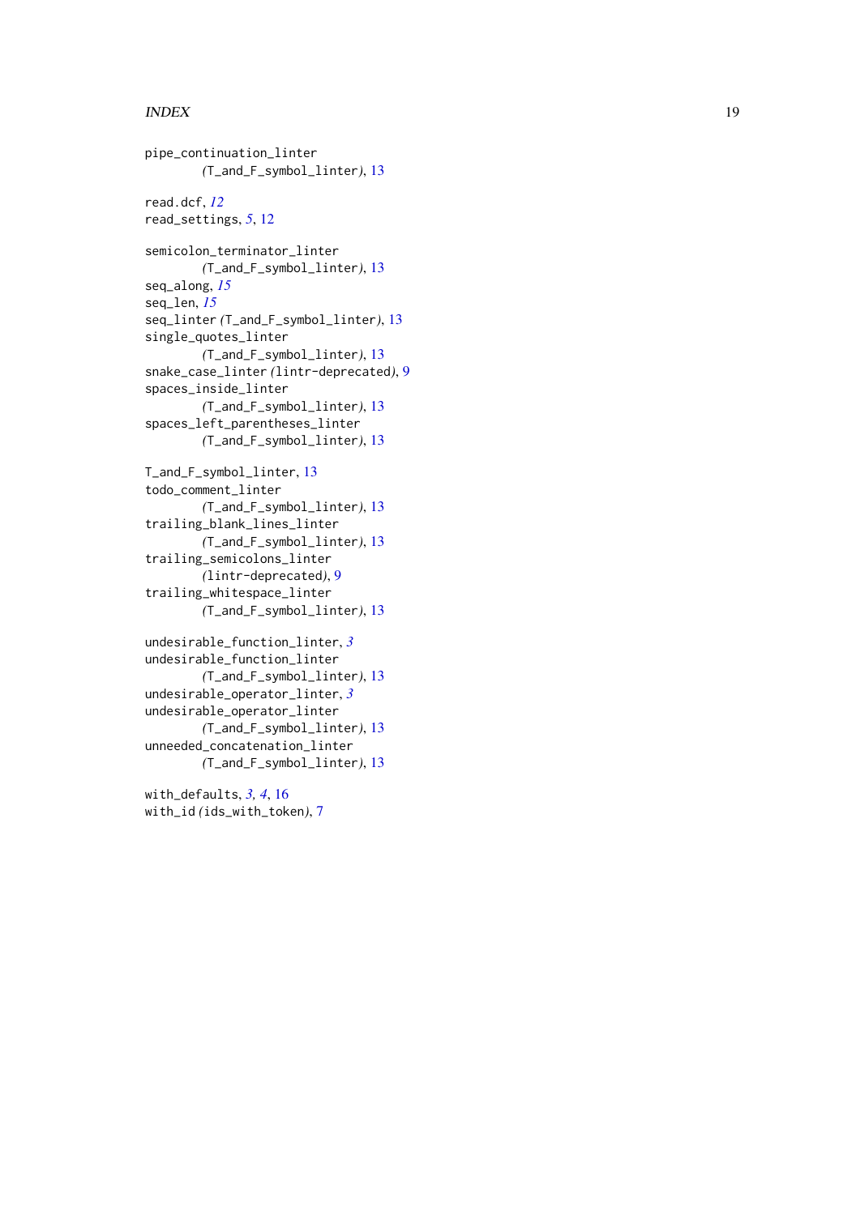pipe_continuation_linter
    (T_and_F_symbol_linter), 13

read.dcf, *12*
read_settings, *5*, 12

semicolon_terminator_linter
    (T_and_F_symbol_linter), 13
seq_along, *15*
seq_len, *15*
seq_linter (T_and_F_symbol_linter), 13
single_quotes_linter
    (T_and_F_symbol_linter), 13
snake_case_linter (lintr-deprecated), 9
spaces_inside_linter
    (T_and_F_symbol_linter), 13
spaces_left_parentheses_linter
    (T_and_F_symbol_linter), 13

T_and_F_symbol_linter, 13
todo_comment_linter
    (T_and_F_symbol_linter), 13
trailing_blank_lines_linter
    (T_and_F_symbol_linter), 13
trailing_semicolons_linter
    (lintr-deprecated), 9
trailing_whitespace_linter
    (T_and_F_symbol_linter), 13

undesirable_function_linter, *3*
undesirable_function_linter
    (T_and_F_symbol_linter), 13
undesirable_operator_linter, *3*
undesirable_operator_linter
    (T_and_F_symbol_linter), 13
unneeded_concatenation_linter
    (T_and_F_symbol_linter), 13

with_defaults, *3*, *4*, 16
with_id (ids_with_token), 7